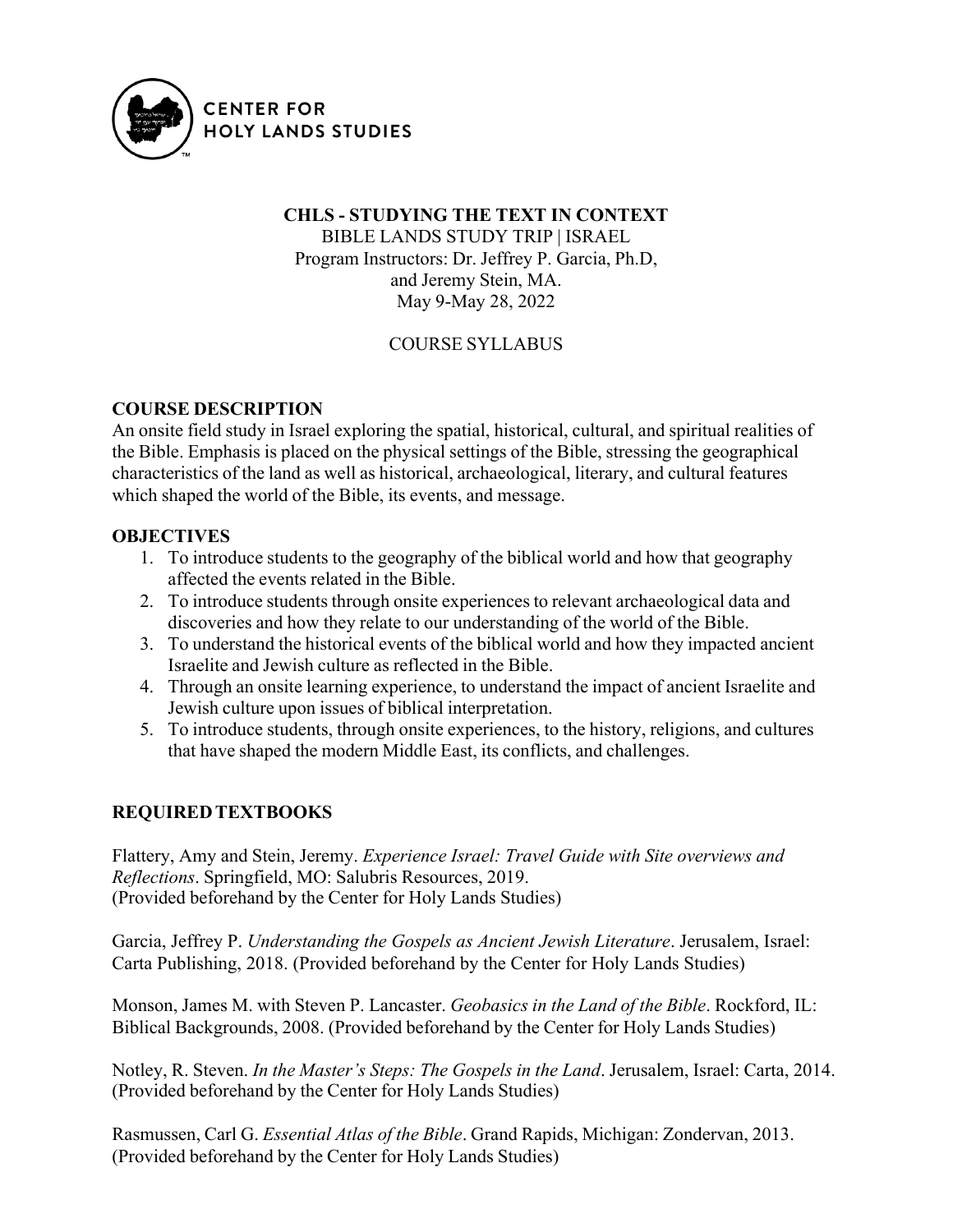CENTER FOR HOLY LANDS STUDIES

**CHLS - STUDYING THE TEXT IN CONTEXT**

BIBLE LANDS STUDY TRIP | ISRAEL

Program Instructors: Dr. Jeffrey P. Garcia, Ph.D, and Jeremy Stein, MA.

May 9-May 28, 2022

COURSE SYLLABUS

## COURSE DESCRIPTION

An onsite field study in Israel exploring the spatial, historical, cultural, and spiritual realities of the Bible. Emphasis is placed on the physical settings of the Bible, stressing the geographical characteristics of the land as well as historical, archaeological, literary, and cultural features which shaped the world of the Bible, its events, and message.

## OBJECTIVES

1. To introduce students to the geography of the biblical world and how that geography affected the events related in the Bible.
2. To introduce students through onsite experiences to relevant archaeological data and discoveries and how they relate to our understanding of the world of the Bible.
3. To understand the historical events of the biblical world and how they impacted ancient Israelite and Jewish culture as reflected in the Bible.
4. Through an onsite learning experience, to understand the impact of ancient Israelite and Jewish culture upon issues of biblical interpretation.
5. To introduce students, through onsite experiences, to the history, religions, and cultures that have shaped the modern Middle East, its conflicts, and challenges.

## REQUIRED TEXTBOOKS

Flattery, Amy and Stein, Jeremy. *Experience Israel: Travel Guide with Site overviews and Reflections*. Springfield, MO: Salubris Resources, 2019. (Provided beforehand by the Center for Holy Lands Studies)

Garcia, Jeffrey P. *Understanding the Gospels as Ancient Jewish Literature*. Jerusalem, Israel: Carta Publishing, 2018. (Provided beforehand by the Center for Holy Lands Studies)

Monson, James M. with Steven P. Lancaster. *Geobasics in the Land of the Bible*. Rockford, IL: Biblical Backgrounds, 2008. (Provided beforehand by the Center for Holy Lands Studies)

Notley, R. Steven. *In the Master's Steps: The Gospels in the Land*. Jerusalem, Israel: Carta, 2014. (Provided beforehand by the Center for Holy Lands Studies)

Rasmussen, Carl G. *Essential Atlas of the Bible*. Grand Rapids, Michigan: Zondervan, 2013. (Provided beforehand by the Center for Holy Lands Studies)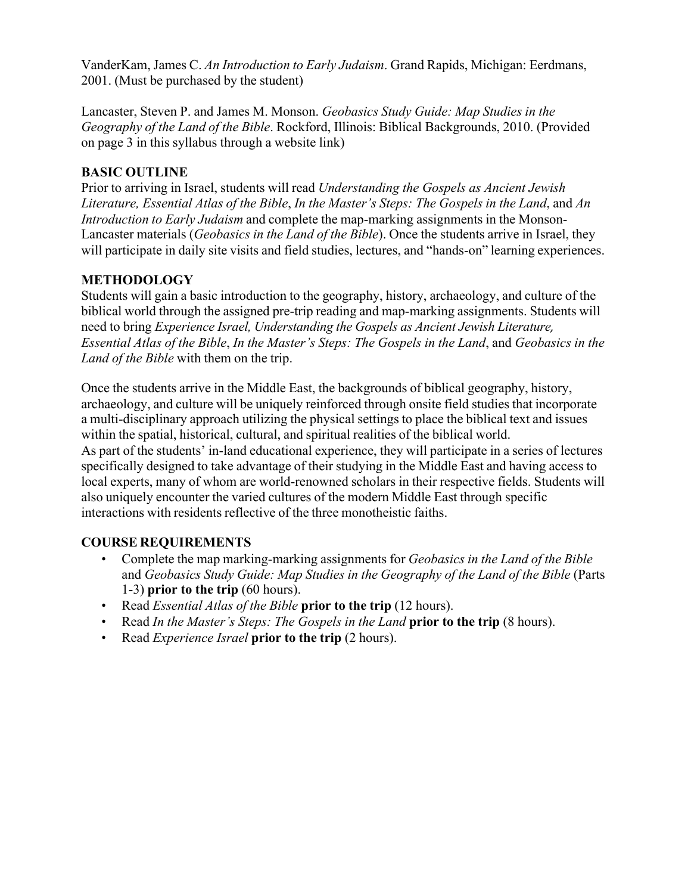VanderKam, James C. *An Introduction to Early Judaism*. Grand Rapids, Michigan: Eerdmans, 2001. (Must be purchased by the student)

Lancaster, Steven P. and James M. Monson. *Geobasics Study Guide: Map Studies in the Geography of the Land of the Bible*. Rockford, Illinois: Biblical Backgrounds, 2010. (Provided on page 3 in this syllabus through a website link)

## BASIC OUTLINE

Prior to arriving in Israel, students will read *Understanding the Gospels as Ancient Jewish Literature, Essential Atlas of the Bible*, *In the Master's Steps: The Gospels in the Land*, and *An Introduction to Early Judaism* and complete the map-marking assignments in the Monson-Lancaster materials (*Geobasics in the Land of the Bible*). Once the students arrive in Israel, they will participate in daily site visits and field studies, lectures, and "hands-on" learning experiences.

## METHODOLOGY

Students will gain a basic introduction to the geography, history, archaeology, and culture of the biblical world through the assigned pre-trip reading and map-marking assignments. Students will need to bring *Experience Israel, Understanding the Gospels as Ancient Jewish Literature, Essential Atlas of the Bible*, *In the Master's Steps: The Gospels in the Land*, and *Geobasics in the Land of the Bible* with them on the trip.

Once the students arrive in the Middle East, the backgrounds of biblical geography, history, archaeology, and culture will be uniquely reinforced through onsite field studies that incorporate a multi-disciplinary approach utilizing the physical settings to place the biblical text and issues within the spatial, historical, cultural, and spiritual realities of the biblical world.
As part of the students' in-land educational experience, they will participate in a series of lectures specifically designed to take advantage of their studying in the Middle East and having access to local experts, many of whom are world-renowned scholars in their respective fields. Students will also uniquely encounter the varied cultures of the modern Middle East through specific interactions with residents reflective of the three monotheistic faiths.

## COURSE REQUIREMENTS

- Complete the map marking-marking assignments for *Geobasics in the Land of the Bible* and *Geobasics Study Guide: Map Studies in the Geography of the Land of the Bible* (Parts 1-3) **prior to the trip** (60 hours).
- Read *Essential Atlas of the Bible* **prior to the trip** (12 hours).
- Read *In the Master's Steps: The Gospels in the Land* **prior to the trip** (8 hours).
- Read *Experience Israel* **prior to the trip** (2 hours).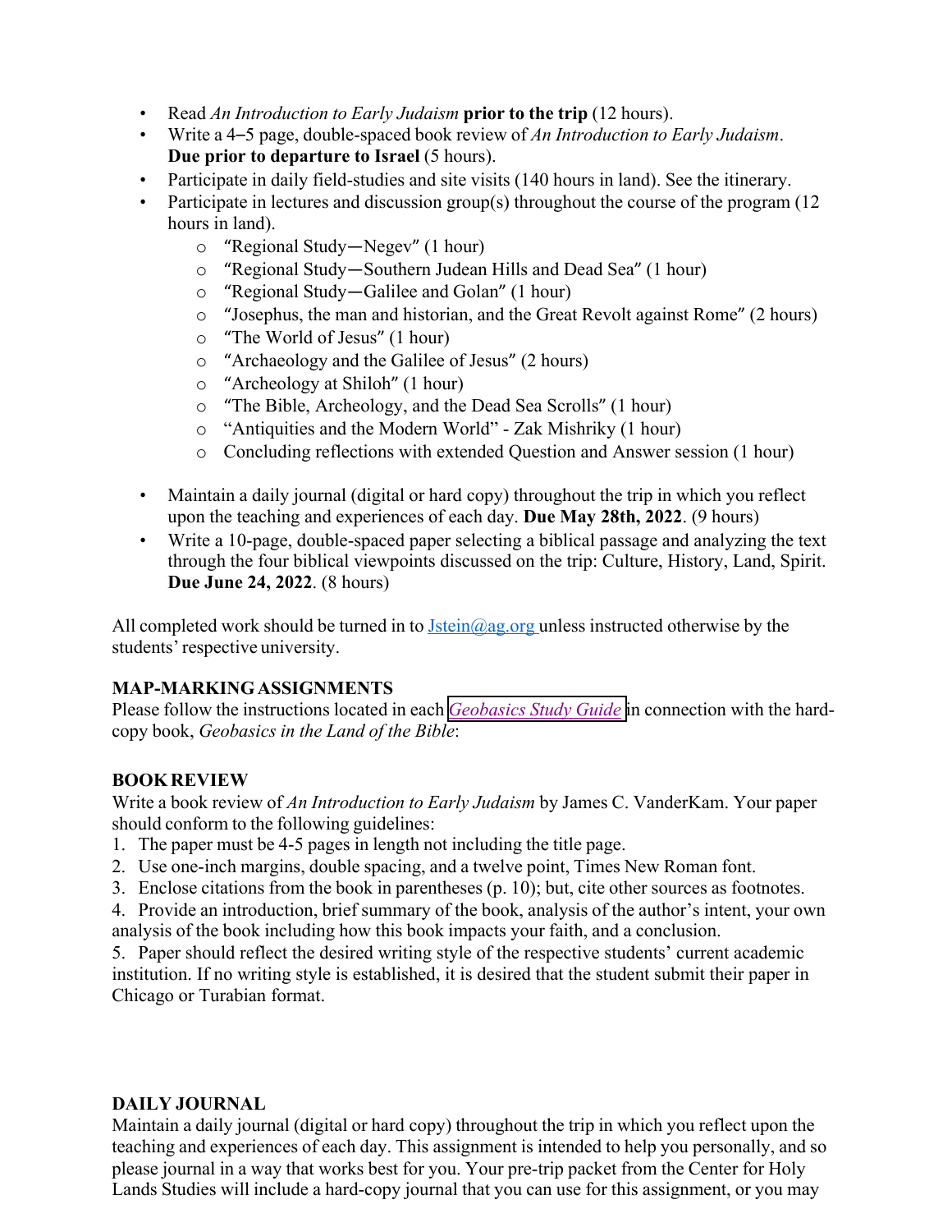- Read *An Introduction to Early Judaism* **prior to the trip** (12 hours).
- Write a 4–5 page, double-spaced book review of *An Introduction to Early Judaism*. **Due prior to departure to Israel** (5 hours).
- Participate in daily field-studies and site visits (140 hours in land). See the itinerary.
- Participate in lectures and discussion group(s) throughout the course of the program (12 hours in land).
  - "Regional Study—Negev" (1 hour)
  - "Regional Study—Southern Judean Hills and Dead Sea" (1 hour)
  - "Regional Study—Galilee and Golan" (1 hour)
  - "Josephus, the man and historian, and the Great Revolt against Rome" (2 hours)
  - "The World of Jesus" (1 hour)
  - "Archaeology and the Galilee of Jesus" (2 hours)
  - "Archeology at Shiloh" (1 hour)
  - "The Bible, Archeology, and the Dead Sea Scrolls" (1 hour)
  - "Antiquities and the Modern World" - Zak Mishriky (1 hour)
  - Concluding reflections with extended Question and Answer session (1 hour)
- Maintain a daily journal (digital or hard copy) throughout the trip in which you reflect upon the teaching and experiences of each day. **Due May 28th, 2022**. (9 hours)
- Write a 10-page, double-spaced paper selecting a biblical passage and analyzing the text through the four biblical viewpoints discussed on the trip: Culture, History, Land, Spirit. **Due June 24, 2022**. (8 hours)

All completed work should be turned in to Jstein@ag.org unless instructed otherwise by the students' respective university.

**MAP-MARKING ASSIGNMENTS**

Please follow the instructions located in each *Geobasics Study Guide* in connection with the hard-copy book, *Geobasics in the Land of the Bible*:

**BOOK REVIEW**

Write a book review of *An Introduction to Early Judaism* by James C. VanderKam. Your paper should conform to the following guidelines:

1. The paper must be 4-5 pages in length not including the title page.
2. Use one-inch margins, double spacing, and a twelve point, Times New Roman font.
3. Enclose citations from the book in parentheses (p. 10); but, cite other sources as footnotes.
4. Provide an introduction, brief summary of the book, analysis of the author's intent, your own analysis of the book including how this book impacts your faith, and a conclusion.
5. Paper should reflect the desired writing style of the respective students' current academic institution. If no writing style is established, it is desired that the student submit their paper in Chicago or Turabian format.

**DAILY JOURNAL**

Maintain a daily journal (digital or hard copy) throughout the trip in which you reflect upon the teaching and experiences of each day. This assignment is intended to help you personally, and so please journal in a way that works best for you. Your pre-trip packet from the Center for Holy Lands Studies will include a hard-copy journal that you can use for this assignment, or you may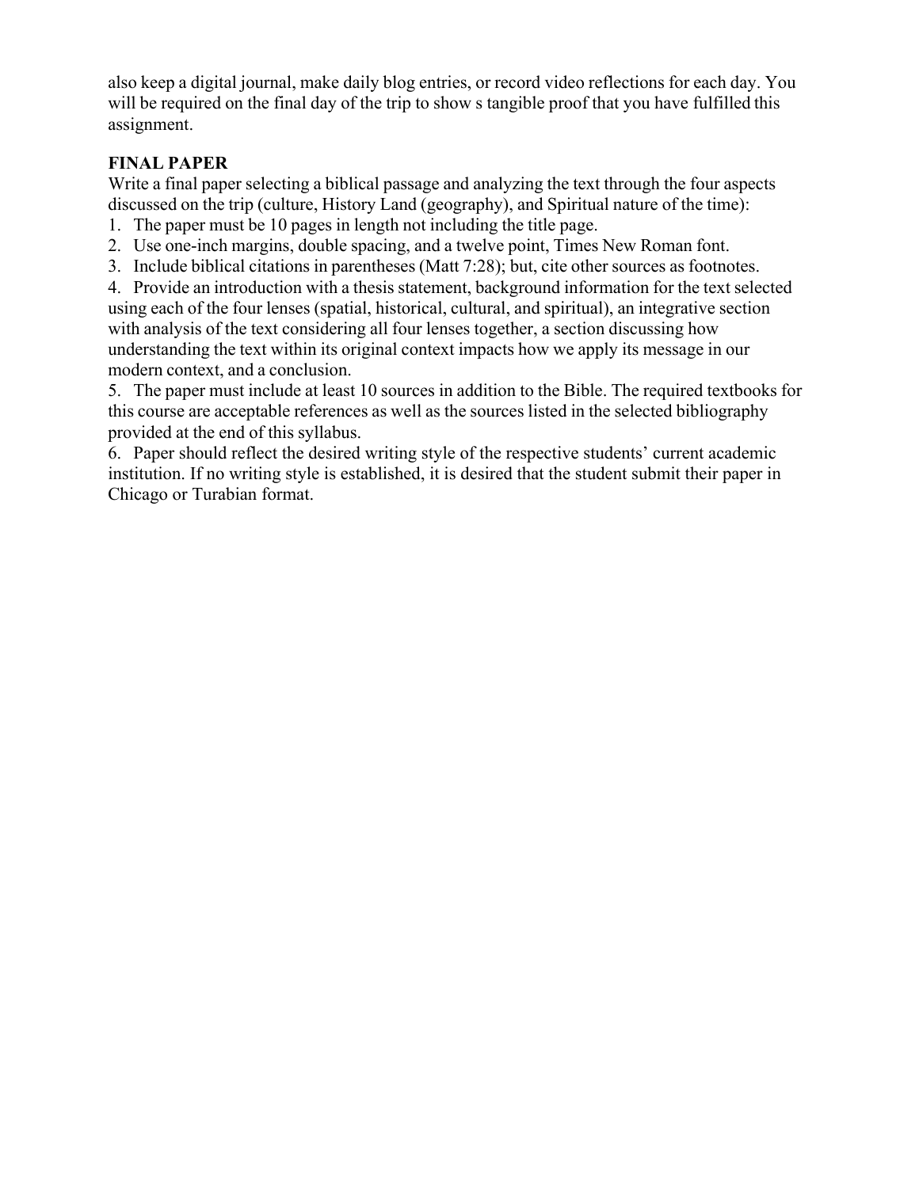also keep a digital journal, make daily blog entries, or record video reflections for each day. You will be required on the final day of the trip to show s tangible proof that you have fulfilled this assignment.

**FINAL PAPER**

Write a final paper selecting a biblical passage and analyzing the text through the four aspects discussed on the trip (culture, History Land (geography), and Spiritual nature of the time):

1. The paper must be 10 pages in length not including the title page.
2. Use one-inch margins, double spacing, and a twelve point, Times New Roman font.
3. Include biblical citations in parentheses (Matt 7:28); but, cite other sources as footnotes.
4. Provide an introduction with a thesis statement, background information for the text selected using each of the four lenses (spatial, historical, cultural, and spiritual), an integrative section with analysis of the text considering all four lenses together, a section discussing how understanding the text within its original context impacts how we apply its message in our modern context, and a conclusion.
5. The paper must include at least 10 sources in addition to the Bible. The required textbooks for this course are acceptable references as well as the sources listed in the selected bibliography provided at the end of this syllabus.
6. Paper should reflect the desired writing style of the respective students' current academic institution. If no writing style is established, it is desired that the student submit their paper in Chicago or Turabian format.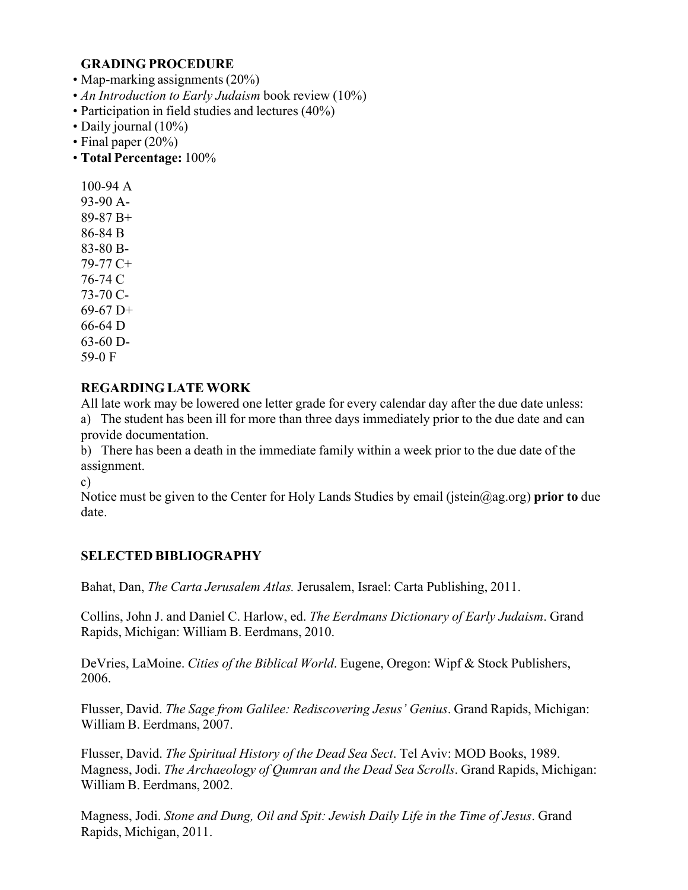### GRADING PROCEDURE

- Map-marking assignments (20%)
- *An Introduction to Early Judaism* book review (10%)
- Participation in field studies and lectures (40%)
- Daily journal (10%)
- Final paper (20%)
- **Total Percentage:** 100%

100-94 A
93-90 A-
89-87 B+
86-84 B
83-80 B-
79-77 C+
76-74 C
73-70 C-
69-67 D+
66-64 D
63-60 D-
59-0 F

### REGARDING LATE WORK

All late work may be lowered one letter grade for every calendar day after the due date unless:

a) The student has been ill for more than three days immediately prior to the due date and can provide documentation.

b) There has been a death in the immediate family within a week prior to the due date of the assignment.

c)

Notice must be given to the Center for Holy Lands Studies by email (jstein@ag.org) **prior to** due date.

### SELECTED BIBLIOGRAPHY

Bahat, Dan, *The Carta Jerusalem Atlas.* Jerusalem, Israel: Carta Publishing, 2011.

Collins, John J. and Daniel C. Harlow, ed. *The Eerdmans Dictionary of Early Judaism*. Grand Rapids, Michigan: William B. Eerdmans, 2010.

DeVries, LaMoine. *Cities of the Biblical World*. Eugene, Oregon: Wipf & Stock Publishers, 2006.

Flusser, David. *The Sage from Galilee: Rediscovering Jesus' Genius*. Grand Rapids, Michigan: William B. Eerdmans, 2007.

Flusser, David. *The Spiritual History of the Dead Sea Sect*. Tel Aviv: MOD Books, 1989.
Magness, Jodi. *The Archaeology of Qumran and the Dead Sea Scrolls*. Grand Rapids, Michigan: William B. Eerdmans, 2002.

Magness, Jodi. *Stone and Dung, Oil and Spit: Jewish Daily Life in the Time of Jesus*. Grand Rapids, Michigan, 2011.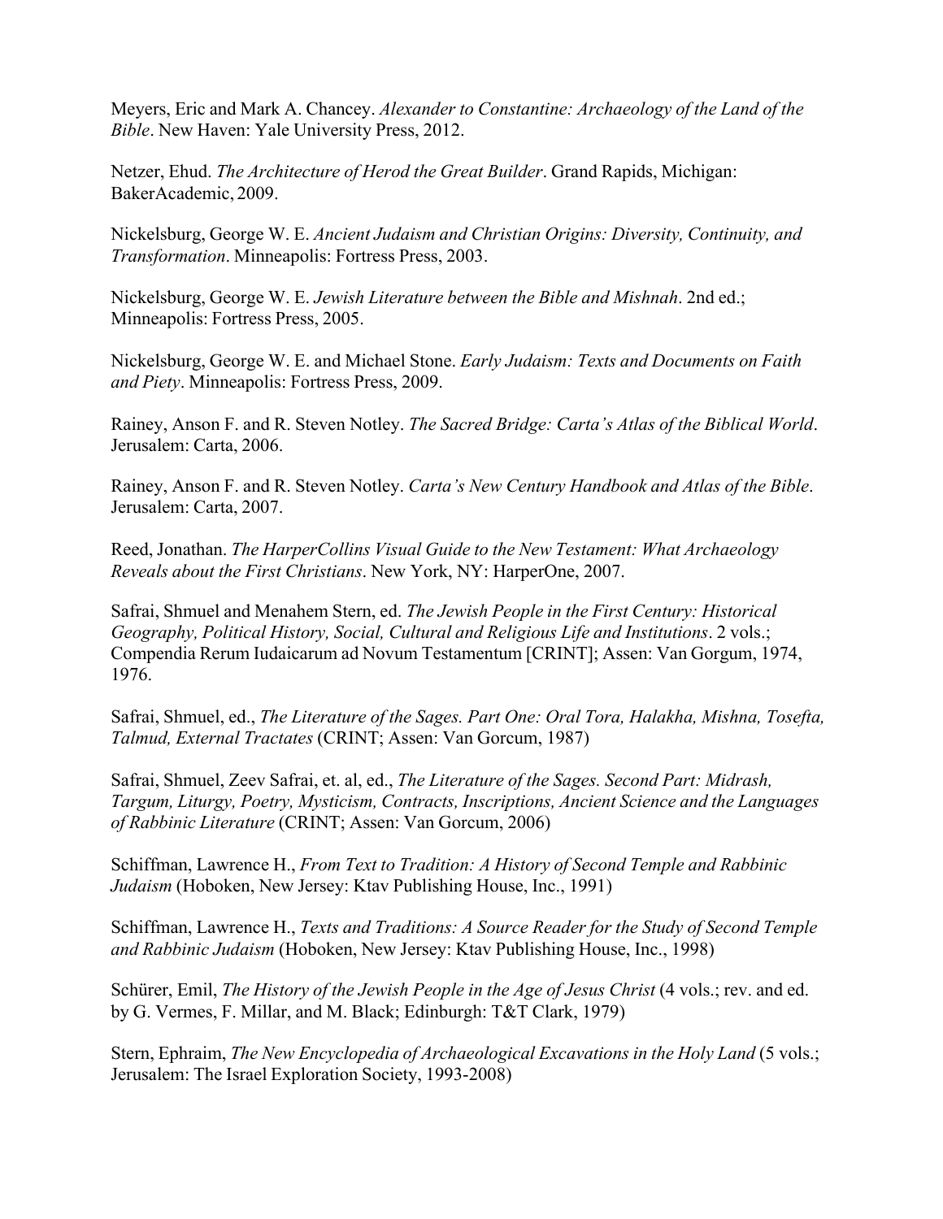Meyers, Eric and Mark A. Chancey. *Alexander to Constantine: Archaeology of the Land of the Bible*. New Haven: Yale University Press, 2012.

Netzer, Ehud. *The Architecture of Herod the Great Builder*. Grand Rapids, Michigan: BakerAcademic, 2009.

Nickelsburg, George W. E. *Ancient Judaism and Christian Origins: Diversity, Continuity, and Transformation*. Minneapolis: Fortress Press, 2003.

Nickelsburg, George W. E. *Jewish Literature between the Bible and Mishnah*. 2nd ed.; Minneapolis: Fortress Press, 2005.

Nickelsburg, George W. E. and Michael Stone. *Early Judaism: Texts and Documents on Faith and Piety*. Minneapolis: Fortress Press, 2009.

Rainey, Anson F. and R. Steven Notley. *The Sacred Bridge: Carta's Atlas of the Biblical World*. Jerusalem: Carta, 2006.

Rainey, Anson F. and R. Steven Notley. *Carta's New Century Handbook and Atlas of the Bible*. Jerusalem: Carta, 2007.

Reed, Jonathan. *The HarperCollins Visual Guide to the New Testament: What Archaeology Reveals about the First Christians*. New York, NY: HarperOne, 2007.

Safrai, Shmuel and Menahem Stern, ed. *The Jewish People in the First Century: Historical Geography, Political History, Social, Cultural and Religious Life and Institutions*. 2 vols.; Compendia Rerum Iudaicarum ad Novum Testamentum [CRINT]; Assen: Van Gorgum, 1974, 1976.

Safrai, Shmuel, ed., *The Literature of the Sages. Part One: Oral Tora, Halakha, Mishna, Tosefta, Talmud, External Tractates* (CRINT; Assen: Van Gorcum, 1987)

Safrai, Shmuel, Zeev Safrai, et. al, ed., *The Literature of the Sages. Second Part: Midrash, Targum, Liturgy, Poetry, Mysticism, Contracts, Inscriptions, Ancient Science and the Languages of Rabbinic Literature* (CRINT; Assen: Van Gorcum, 2006)

Schiffman, Lawrence H., *From Text to Tradition: A History of Second Temple and Rabbinic Judaism* (Hoboken, New Jersey: Ktav Publishing House, Inc., 1991)

Schiffman, Lawrence H., *Texts and Traditions: A Source Reader for the Study of Second Temple and Rabbinic Judaism* (Hoboken, New Jersey: Ktav Publishing House, Inc., 1998)

Schürer, Emil, *The History of the Jewish People in the Age of Jesus Christ* (4 vols.; rev. and ed. by G. Vermes, F. Millar, and M. Black; Edinburgh: T&T Clark, 1979)

Stern, Ephraim, *The New Encyclopedia of Archaeological Excavations in the Holy Land* (5 vols.; Jerusalem: The Israel Exploration Society, 1993-2008)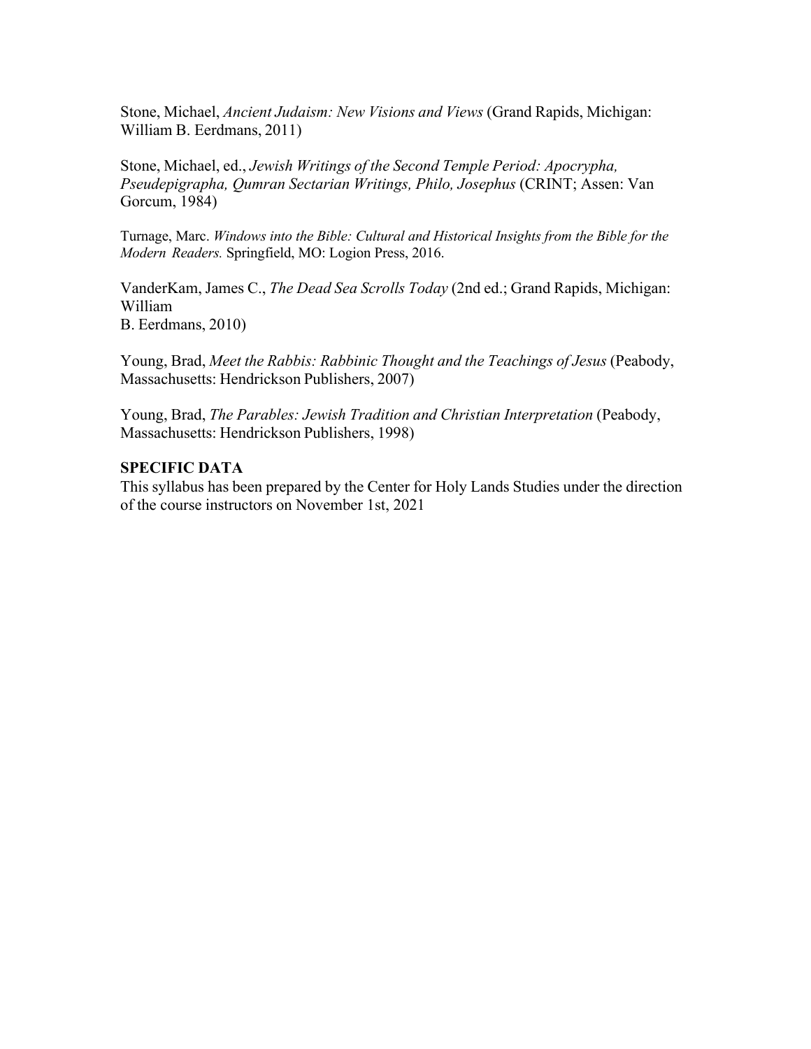Stone, Michael, *Ancient Judaism: New Visions and Views* (Grand Rapids, Michigan: William B. Eerdmans, 2011)

Stone, Michael, ed., *Jewish Writings of the Second Temple Period: Apocrypha, Pseudepigrapha, Qumran Sectarian Writings, Philo, Josephus* (CRINT; Assen: Van Gorcum, 1984)

Turnage, Marc. *Windows into the Bible: Cultural and Historical Insights from the Bible for the Modern Readers.* Springfield, MO: Logion Press, 2016.

VanderKam, James C., *The Dead Sea Scrolls Today* (2nd ed.; Grand Rapids, Michigan: William B. Eerdmans, 2010)

Young, Brad, *Meet the Rabbis: Rabbinic Thought and the Teachings of Jesus* (Peabody, Massachusetts: Hendrickson Publishers, 2007)

Young, Brad, *The Parables: Jewish Tradition and Christian Interpretation* (Peabody, Massachusetts: Hendrickson Publishers, 1998)

**SPECIFIC DATA**

This syllabus has been prepared by the Center for Holy Lands Studies under the direction of the course instructors on November 1st, 2021